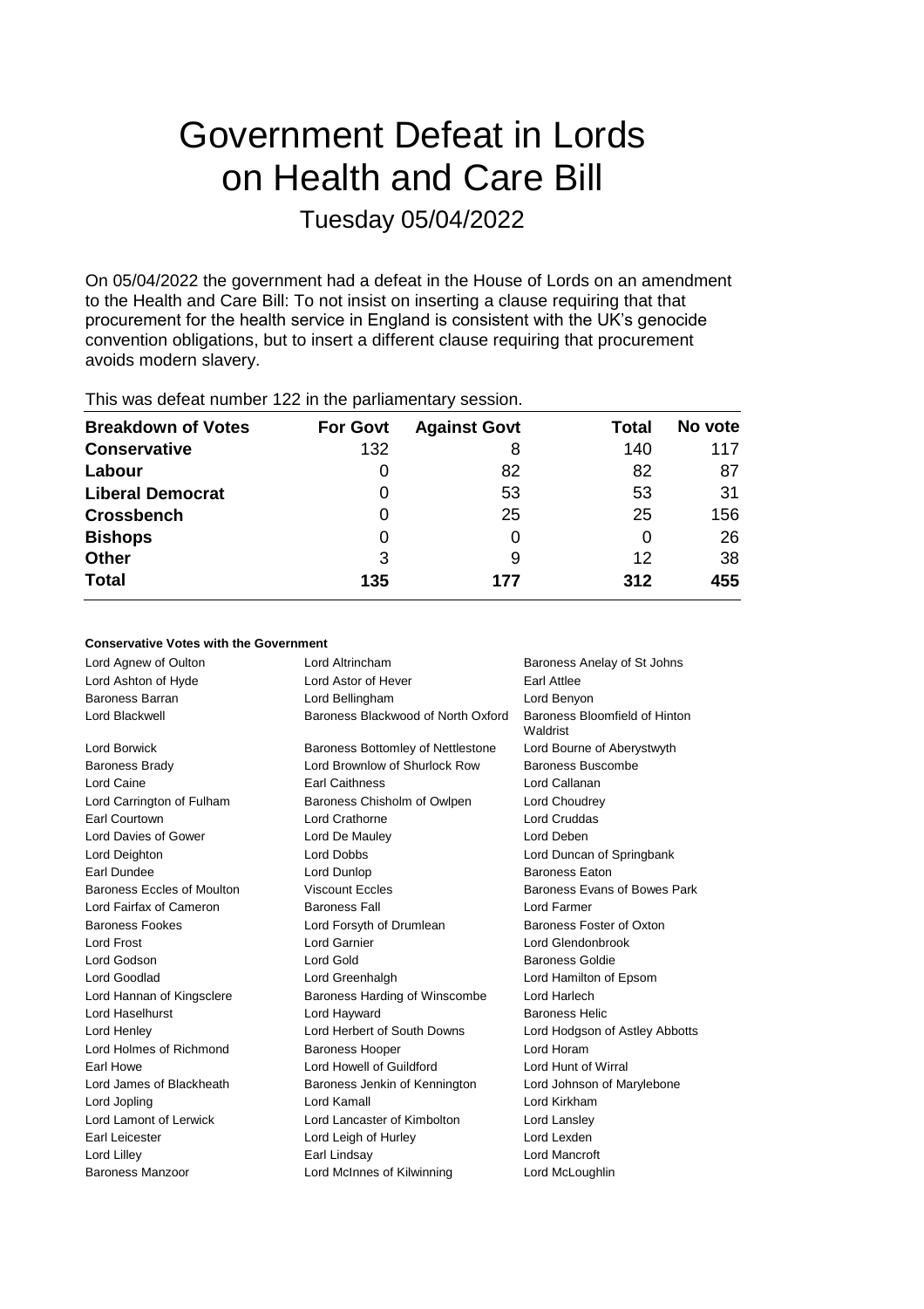# Government Defeat in Lords on Health and Care Bill

Tuesday 05/04/2022

On 05/04/2022 the government had a defeat in the House of Lords on an amendment to the Health and Care Bill: To not insist on inserting a clause requiring that that procurement for the health service in England is consistent with the UK's genocide convention obligations, but to insert a different clause requiring that procurement avoids modern slavery.

This was defeat number 122 in the parliamentary session.

| Breakdown of Votes | For Govt | Against Govt | Total | No vote |
|---|---|---|---|---|
| **Conservative** | 132 | 8 | 140 | 117 |
| **Labour** | 0 | 82 | 82 | 87 |
| **Liberal Democrat** | 0 | 53 | 53 | 31 |
| **Crossbench** | 0 | 25 | 25 | 156 |
| **Bishops** | 0 | 0 | 0 | 26 |
| **Other** | 3 | 9 | 12 | 38 |
| **Total** | **135** | **177** | **312** | **455** |

**Conservative Votes with the Government**

| | | |
|---|---|---|
| Lord Agnew of Oulton | Lord Altrincham | Baroness Anelay of St Johns |
| Lord Ashton of Hyde | Lord Astor of Hever | Earl Attlee |
| Baroness Barran | Lord Bellingham | Lord Benyon |
| Lord Blackwell | Baroness Blackwood of North Oxford | Baroness Bloomfield of Hinton Waldrist |
| Lord Borwick | Baroness Bottomley of Nettlestone | Lord Bourne of Aberystwyth |
| Baroness Brady | Lord Brownlow of Shurlock Row | Baroness Buscombe |
| Lord Caine | Earl Caithness | Lord Callanan |
| Lord Carrington of Fulham | Baroness Chisholm of Owlpen | Lord Choudrey |
| Earl Courtown | Lord Crathorne | Lord Cruddas |
| Lord Davies of Gower | Lord De Mauley | Lord Deben |
| Lord Deighton | Lord Dobbs | Lord Duncan of Springbank |
| Earl Dundee | Lord Dunlop | Baroness Eaton |
| Baroness Eccles of Moulton | Viscount Eccles | Baroness Evans of Bowes Park |
| Lord Fairfax of Cameron | Baroness Fall | Lord Farmer |
| Baroness Fookes | Lord Forsyth of Drumlean | Baroness Foster of Oxton |
| Lord Frost | Lord Garnier | Lord Glendonbrook |
| Lord Godson | Lord Gold | Baroness Goldie |
| Lord Goodlad | Lord Greenhalgh | Lord Hamilton of Epsom |
| Lord Hannan of Kingsclere | Baroness Harding of Winscombe | Lord Harlech |
| Lord Haselhurst | Lord Hayward | Baroness Helic |
| Lord Henley | Lord Herbert of South Downs | Lord Hodgson of Astley Abbotts |
| Lord Holmes of Richmond | Baroness Hooper | Lord Horam |
| Earl Howe | Lord Howell of Guildford | Lord Hunt of Wirral |
| Lord James of Blackheath | Baroness Jenkin of Kennington | Lord Johnson of Marylebone |
| Lord Jopling | Lord Kamall | Lord Kirkham |
| Lord Lamont of Lerwick | Lord Lancaster of Kimbolton | Lord Lansley |
| Earl Leicester | Lord Leigh of Hurley | Lord Lexden |
| Lord Lilley | Earl Lindsay | Lord Mancroft |
| Baroness Manzoor | Lord McInnes of Kilwinning | Lord McLoughlin |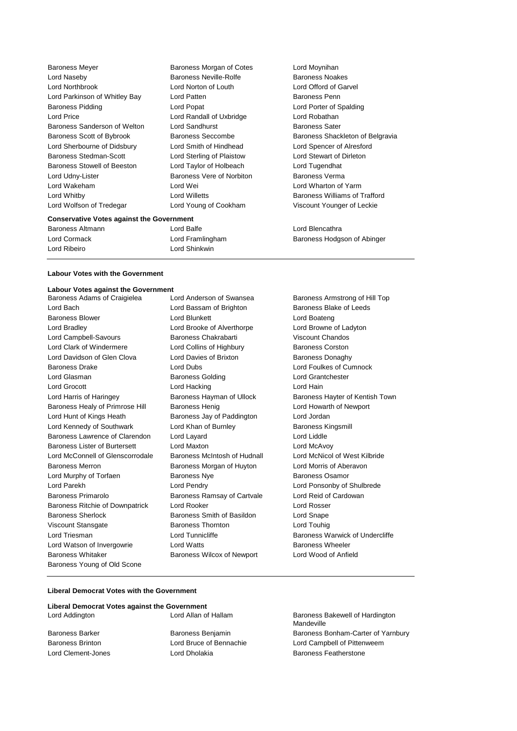Baroness Meyer
Baroness Morgan of Cotes
Lord Moynihan
Lord Naseby
Baroness Neville-Rolfe
Baroness Noakes
Lord Northbrook
Lord Norton of Louth
Lord Offord of Garvel
Lord Parkinson of Whitley Bay
Lord Patten
Baroness Penn
Baroness Pidding
Lord Popat
Lord Porter of Spalding
Lord Price
Lord Randall of Uxbridge
Lord Robathan
Baroness Sanderson of Welton
Lord Sandhurst
Baroness Sater
Baroness Scott of Bybrook
Baroness Seccombe
Baroness Shackleton of Belgravia
Lord Sherbourne of Didsbury
Lord Smith of Hindhead
Lord Spencer of Alresford
Baroness Stedman-Scott
Lord Sterling of Plaistow
Lord Stewart of Dirleton
Baroness Stowell of Beeston
Lord Taylor of Holbeach
Lord Tugendhat
Lord Udny-Lister
Baroness Vere of Norbiton
Baroness Verma
Lord Wakeham
Lord Wei
Lord Wharton of Yarm
Lord Whitby
Lord Willetts
Baroness Williams of Trafford
Lord Wolfson of Tredegar
Lord Young of Cookham
Viscount Younger of Leckie

**Conservative Votes against the Government**

Baroness Altmann
Lord Balfe
Lord Blencathra
Lord Cormack
Lord Framlingham
Baroness Hodgson of Abinger
Lord Ribeiro
Lord Shinkwin

---

**Labour Votes with the Government**

**Labour Votes against the Government**

Baroness Adams of Craigielea
Lord Anderson of Swansea
Baroness Armstrong of Hill Top
Lord Bach
Lord Bassam of Brighton
Baroness Blake of Leeds
Baroness Blower
Lord Blunkett
Lord Boateng
Lord Bradley
Lord Brooke of Alverthorpe
Lord Browne of Ladyton
Lord Campbell-Savours
Baroness Chakrabarti
Viscount Chandos
Lord Clark of Windermere
Lord Collins of Highbury
Baroness Corston
Lord Davidson of Glen Clova
Lord Davies of Brixton
Baroness Donaghy
Baroness Drake
Lord Dubs
Lord Foulkes of Cumnock
Lord Glasman
Baroness Golding
Lord Grantchester
Lord Grocott
Lord Hacking
Lord Hain
Lord Harris of Haringey
Baroness Hayman of Ullock
Baroness Hayter of Kentish Town
Baroness Healy of Primrose Hill
Baroness Henig
Lord Howarth of Newport
Lord Hunt of Kings Heath
Baroness Jay of Paddington
Lord Jordan
Lord Kennedy of Southwark
Lord Khan of Burnley
Baroness Kingsmill
Baroness Lawrence of Clarendon
Lord Layard
Lord Liddle
Baroness Lister of Burtersett
Lord Maxton
Lord McAvoy
Lord McConnell of Glenscorrodale
Baroness McIntosh of Hudnall
Lord McNicol of West Kilbride
Baroness Merron
Baroness Morgan of Huyton
Lord Morris of Aberavon
Lord Murphy of Torfaen
Baroness Nye
Baroness Osamor
Lord Parekh
Lord Pendry
Lord Ponsonby of Shulbrede
Baroness Primarolo
Baroness Ramsay of Cartvale
Lord Reid of Cardowan
Baroness Ritchie of Downpatrick
Lord Rooker
Lord Rosser
Baroness Sherlock
Baroness Smith of Basildon
Lord Snape
Viscount Stansgate
Baroness Thornton
Lord Touhig
Lord Triesman
Lord Tunnicliffe
Baroness Warwick of Undercliffe
Lord Watson of Invergowrie
Lord Watts
Baroness Wheeler
Baroness Whitaker
Baroness Wilcox of Newport
Lord Wood of Anfield
Baroness Young of Old Scone

---

**Liberal Democrat Votes with the Government**

**Liberal Democrat Votes against the Government**

Lord Addington
Lord Allan of Hallam
Baroness Bakewell of Hardington Mandeville
Baroness Barker
Baroness Benjamin
Baroness Bonham-Carter of Yarnbury
Baroness Brinton
Lord Bruce of Bennachie
Lord Campbell of Pittenweem
Lord Clement-Jones
Lord Dholakia
Baroness Featherstone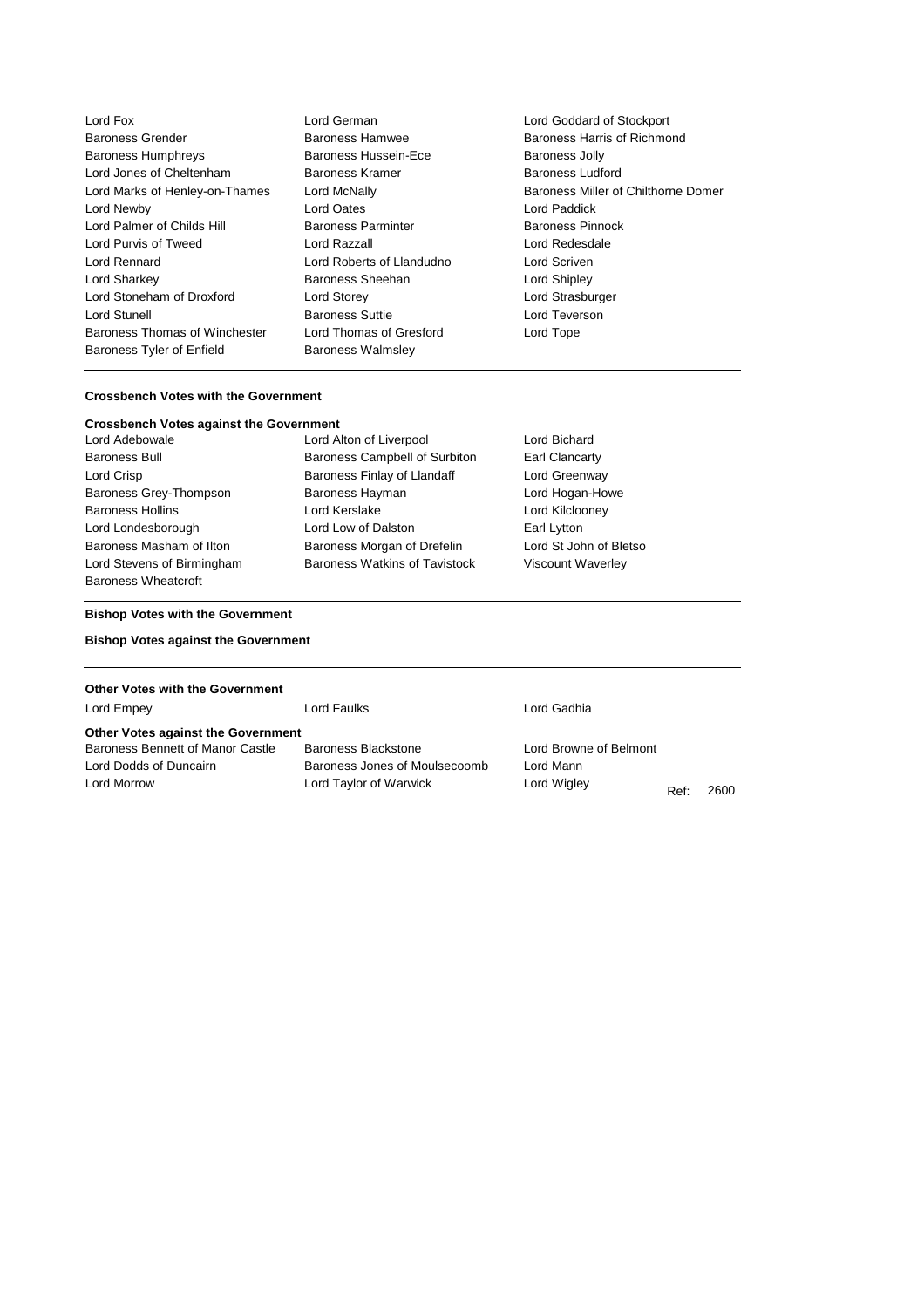Lord Fox
Lord German
Lord Goddard of Stockport
Baroness Grender
Baroness Hamwee
Baroness Harris of Richmond
Baroness Humphreys
Baroness Hussein-Ece
Baroness Jolly
Lord Jones of Cheltenham
Baroness Kramer
Baroness Ludford
Lord Marks of Henley-on-Thames
Lord McNally
Baroness Miller of Chilthorne Domer
Lord Newby
Lord Oates
Lord Paddick
Lord Palmer of Childs Hill
Baroness Parminter
Baroness Pinnock
Lord Purvis of Tweed
Lord Razzall
Lord Redesdale
Lord Rennard
Lord Roberts of Llandudno
Lord Scriven
Lord Sharkey
Baroness Sheehan
Lord Shipley
Lord Stoneham of Droxford
Lord Storey
Lord Strasburger
Lord Stunell
Baroness Suttie
Lord Teverson
Baroness Thomas of Winchester
Lord Thomas of Gresford
Lord Tope
Baroness Tyler of Enfield
Baroness Walmsley

**Crossbench Votes with the Government**

**Crossbench Votes against the Government**

Lord Adebowale
Lord Alton of Liverpool
Lord Bichard
Baroness Bull
Baroness Campbell of Surbiton
Earl Clancarty
Lord Crisp
Baroness Finlay of Llandaff
Lord Greenway
Baroness Grey-Thompson
Baroness Hayman
Lord Hogan-Howe
Baroness Hollins
Lord Kerslake
Lord Kilclooney
Lord Londesborough
Lord Low of Dalston
Earl Lytton
Baroness Masham of Ilton
Baroness Morgan of Drefelin
Lord St John of Bletso
Lord Stevens of Birmingham
Baroness Watkins of Tavistock
Viscount Waverley
Baroness Wheatcroft

**Bishop Votes with the Government**

**Bishop Votes against the Government**

**Other Votes with the Government**

Lord Empey
Lord Faulks
Lord Gadhia

**Other Votes against the Government**

Baroness Bennett of Manor Castle
Baroness Blackstone
Lord Browne of Belmont
Lord Dodds of Duncairn
Baroness Jones of Moulsecoomb
Lord Mann
Lord Morrow
Lord Taylor of Warwick
Lord Wigley

Ref: 2600